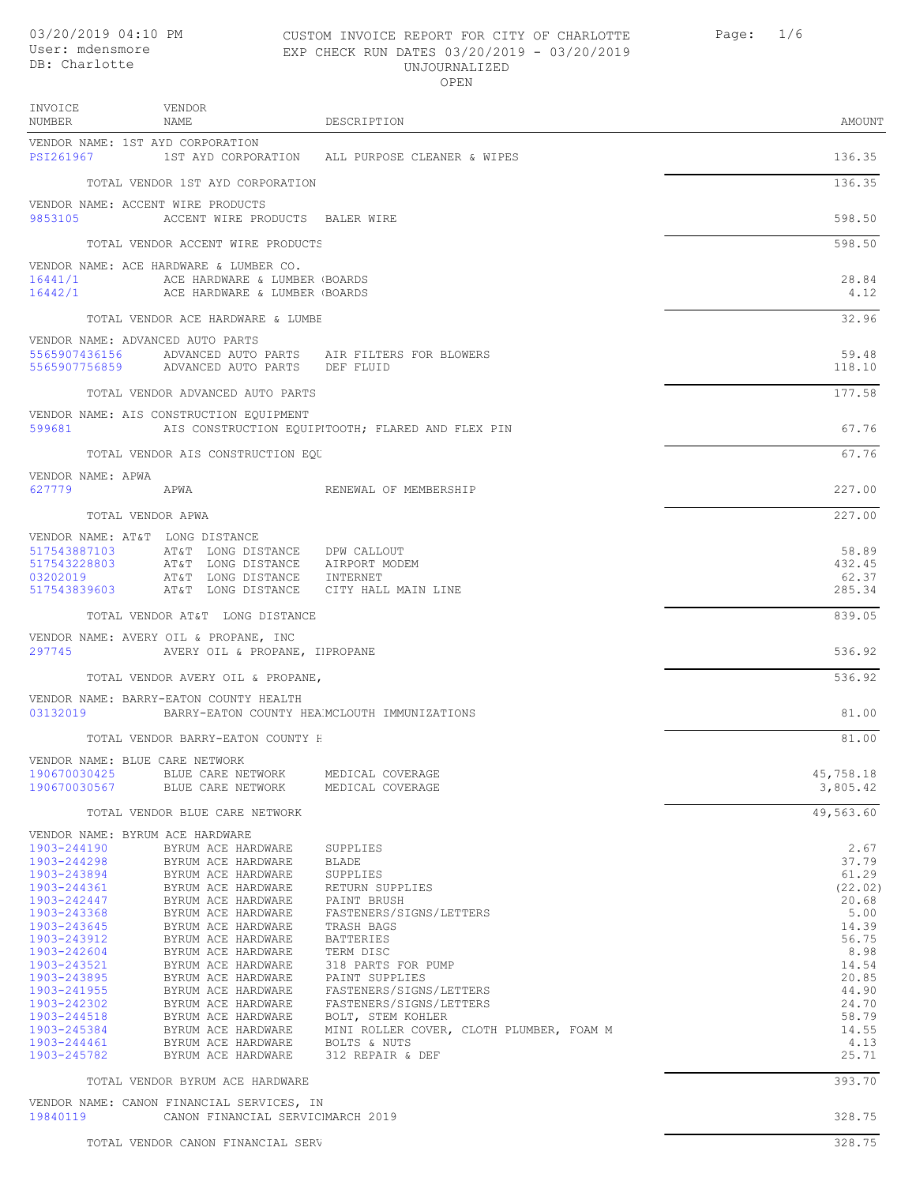03/20/2019 04:10 PM
User: mdensmore
DB: Charlotte

CUSTOM INVOICE REPORT FOR CITY OF CHARLOTTE
EXP CHECK RUN DATES 03/20/2019 - 03/20/2019
UNJOURNALIZED
OPEN

| INVOICE NUMBER | VENDOR NAME | DESCRIPTION | AMOUNT |
|---|---|---|---|
| VENDOR NAME: 1ST AYD CORPORATION | | | |
| PSI261967 | 1ST AYD CORPORATION | ALL PURPOSE CLEANER & WIPES | 136.35 |
| | TOTAL VENDOR 1ST AYD CORPORATION | | 136.35 |
| VENDOR NAME: ACCENT WIRE PRODUCTS | | | |
| 9853105 | ACCENT WIRE PRODUCTS | BALER WIRE | 598.50 |
| | TOTAL VENDOR ACCENT WIRE PRODUCTS | | 598.50 |
| VENDOR NAME: ACE HARDWARE & LUMBER CO. | | | |
| 16441/1 | ACE HARDWARE & LUMBER ( | BOARDS | 28.84 |
| 16442/1 | ACE HARDWARE & LUMBER ( | BOARDS | 4.12 |
| | TOTAL VENDOR ACE HARDWARE & LUMBE | | 32.96 |
| VENDOR NAME: ADVANCED AUTO PARTS | | | |
| 5565907436156 | ADVANCED AUTO PARTS | AIR FILTERS FOR BLOWERS | 59.48 |
| 5565907756859 | ADVANCED AUTO PARTS | DEF FLUID | 118.10 |
| | TOTAL VENDOR ADVANCED AUTO PARTS | | 177.58 |
| VENDOR NAME: AIS CONSTRUCTION EQUIPMENT | | | |
| 599681 | AIS CONSTRUCTION EQUIP | TOOTH; FLARED AND FLEX PIN | 67.76 |
| | TOTAL VENDOR AIS CONSTRUCTION EQU | | 67.76 |
| VENDOR NAME: APWA | | | |
| 627779 | APWA | RENEWAL OF MEMBERSHIP | 227.00 |
| | TOTAL VENDOR APWA | | 227.00 |
| VENDOR NAME: AT&T LONG DISTANCE | | | |
| 517543887103 | AT&T LONG DISTANCE | DPW CALLOUT | 58.89 |
| 517543228803 | AT&T LONG DISTANCE | AIRPORT MODEM | 432.45 |
| 03202019 | AT&T LONG DISTANCE | INTERNET | 62.37 |
| 517543839603 | AT&T LONG DISTANCE | CITY HALL MAIN LINE | 285.34 |
| | TOTAL VENDOR AT&T LONG DISTANCE | | 839.05 |
| VENDOR NAME: AVERY OIL & PROPANE, INC | | | |
| 297745 | AVERY OIL & PROPANE, I | PROPANE | 536.92 |
| | TOTAL VENDOR AVERY OIL & PROPANE, | | 536.92 |
| VENDOR NAME: BARRY-EATON COUNTY HEALTH | | | |
| 03132019 | BARRY-EATON COUNTY HEA | MCLOUTH IMMUNIZATIONS | 81.00 |
| | TOTAL VENDOR BARRY-EATON COUNTY H | | 81.00 |
| VENDOR NAME: BLUE CARE NETWORK | | | |
| 190670030425 | BLUE CARE NETWORK | MEDICAL COVERAGE | 45,758.18 |
| 190670030567 | BLUE CARE NETWORK | MEDICAL COVERAGE | 3,805.42 |
| | TOTAL VENDOR BLUE CARE NETWORK | | 49,563.60 |
| VENDOR NAME: BYRUM ACE HARDWARE | | | |
| 1903-244190 | BYRUM ACE HARDWARE | SUPPLIES | 2.67 |
| 1903-244298 | BYRUM ACE HARDWARE | BLADE | 37.79 |
| 1903-243894 | BYRUM ACE HARDWARE | SUPPLIES | 61.29 |
| 1903-244361 | BYRUM ACE HARDWARE | RETURN SUPPLIES | (22.02) |
| 1903-242447 | BYRUM ACE HARDWARE | PAINT BRUSH | 20.68 |
| 1903-243368 | BYRUM ACE HARDWARE | FASTENERS/SIGNS/LETTERS | 5.00 |
| 1903-243645 | BYRUM ACE HARDWARE | TRASH BAGS | 14.39 |
| 1903-243912 | BYRUM ACE HARDWARE | BATTERIES | 56.75 |
| 1903-242604 | BYRUM ACE HARDWARE | TERM DISC | 8.98 |
| 1903-243521 | BYRUM ACE HARDWARE | 318 PARTS FOR PUMP | 14.54 |
| 1903-243895 | BYRUM ACE HARDWARE | PAINT SUPPLIES | 20.85 |
| 1903-241955 | BYRUM ACE HARDWARE | FASTENERS/SIGNS/LETTERS | 44.90 |
| 1903-242302 | BYRUM ACE HARDWARE | FASTENERS/SIGNS/LETTERS | 24.70 |
| 1903-244518 | BYRUM ACE HARDWARE | BOLT, STEM KOHLER | 58.79 |
| 1903-245384 | BYRUM ACE HARDWARE | MINI ROLLER COVER, CLOTH PLUMBER, FOAM M | 14.55 |
| 1903-244461 | BYRUM ACE HARDWARE | BOLTS & NUTS | 4.13 |
| 1903-245782 | BYRUM ACE HARDWARE | 312 REPAIR & DEF | 25.71 |
| | TOTAL VENDOR BYRUM ACE HARDWARE | | 393.70 |
| VENDOR NAME: CANON FINANCIAL SERVICES, IN | | | |
| 19840119 | CANON FINANCIAL SERVIC | MARCH 2019 | 328.75 |
| | TOTAL VENDOR CANON FINANCIAL SERV | | 328.75 |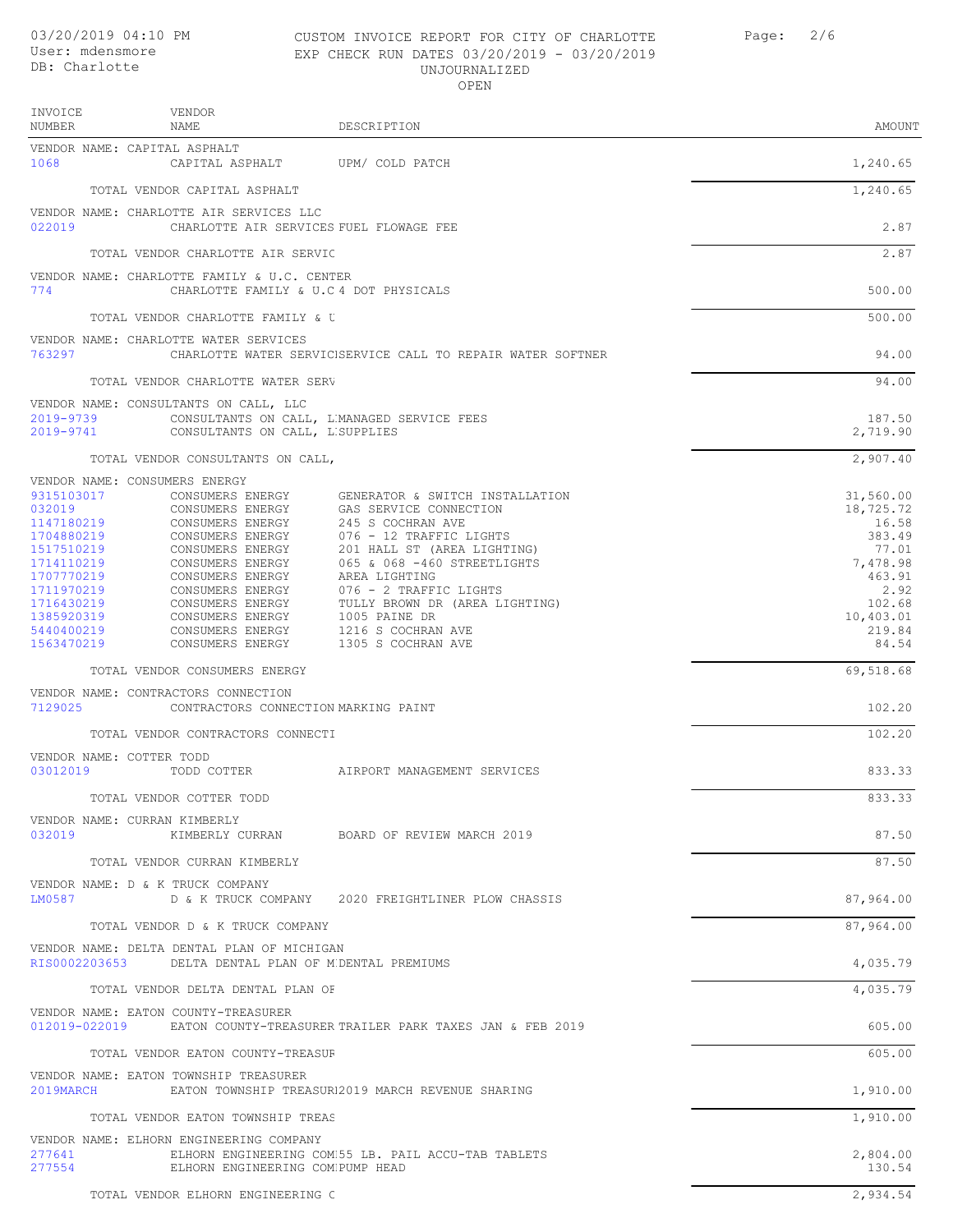03/20/2019 04:10 PM
User: mdensmore
DB: Charlotte

CUSTOM INVOICE REPORT FOR CITY OF CHARLOTTE
EXP CHECK RUN DATES 03/20/2019 - 03/20/2019
UNJOURNALIZED
OPEN

| INVOICE NUMBER | VENDOR NAME | DESCRIPTION | AMOUNT |
|---|---|---|---|
| VENDOR NAME: CAPITAL ASPHALT | | | |
| 1068 | CAPITAL ASPHALT | UPM/ COLD PATCH | 1,240.65 |
| | TOTAL VENDOR CAPITAL ASPHALT | | 1,240.65 |
| VENDOR NAME: CHARLOTTE AIR SERVICES LLC | | | |
| 022019 | CHARLOTTE AIR SERVICES | FUEL FLOWAGE FEE | 2.87 |
| | TOTAL VENDOR CHARLOTTE AIR SERVIC | | 2.87 |
| VENDOR NAME: CHARLOTTE FAMILY & U.C. CENTER | | | |
| 774 | CHARLOTTE FAMILY & U.C | 4 DOT PHYSICALS | 500.00 |
| | TOTAL VENDOR CHARLOTTE FAMILY & U | | 500.00 |
| VENDOR NAME: CHARLOTTE WATER SERVICES | | | |
| 763297 | CHARLOTTE WATER SERVICI | SERVICE CALL TO REPAIR WATER SOFTNER | 94.00 |
| | TOTAL VENDOR CHARLOTTE WATER SERV | | 94.00 |
| VENDOR NAME: CONSULTANTS ON CALL, LLC | | | |
| 2019-9739 | CONSULTANTS ON CALL, L | MANAGED SERVICE FEES | 187.50 |
| 2019-9741 | CONSULTANTS ON CALL, L | SUPPLIES | 2,719.90 |
| | TOTAL VENDOR CONSULTANTS ON CALL, | | 2,907.40 |
| VENDOR NAME: CONSUMERS ENERGY | | | |
| 9315103017 | CONSUMERS ENERGY | GENERATOR & SWITCH INSTALLATION | 31,560.00 |
| 032019 | CONSUMERS ENERGY | GAS SERVICE CONNECTION | 18,725.72 |
| 1147180219 | CONSUMERS ENERGY | 245 S COCHRAN AVE | 16.58 |
| 1704880219 | CONSUMERS ENERGY | 076 - 12 TRAFFIC LIGHTS | 383.49 |
| 1517510219 | CONSUMERS ENERGY | 201 HALL ST (AREA LIGHTING) | 77.01 |
| 1714110219 | CONSUMERS ENERGY | 065 & 068 -460 STREETLIGHTS | 7,478.98 |
| 1707770219 | CONSUMERS ENERGY | AREA LIGHTING | 463.91 |
| 1711970219 | CONSUMERS ENERGY | 076 - 2 TRAFFIC LIGHTS | 2.92 |
| 1716430219 | CONSUMERS ENERGY | TULLY BROWN DR (AREA LIGHTING) | 102.68 |
| 1385920319 | CONSUMERS ENERGY | 1005 PAINE DR | 10,403.01 |
| 5440400219 | CONSUMERS ENERGY | 1216 S COCHRAN AVE | 219.84 |
| 1563470219 | CONSUMERS ENERGY | 1305 S COCHRAN AVE | 84.54 |
| | TOTAL VENDOR CONSUMERS ENERGY | | 69,518.68 |
| VENDOR NAME: CONTRACTORS CONNECTION | | | |
| 7129025 | CONTRACTORS CONNECTION | MARKING PAINT | 102.20 |
| | TOTAL VENDOR CONTRACTORS CONNECTI | | 102.20 |
| VENDOR NAME: COTTER TODD | | | |
| 03012019 | TODD COTTER | AIRPORT MANAGEMENT SERVICES | 833.33 |
| | TOTAL VENDOR COTTER TODD | | 833.33 |
| VENDOR NAME: CURRAN KIMBERLY | | | |
| 032019 | KIMBERLY CURRAN | BOARD OF REVIEW MARCH 2019 | 87.50 |
| | TOTAL VENDOR CURRAN KIMBERLY | | 87.50 |
| VENDOR NAME: D & K TRUCK COMPANY | | | |
| LM0587 | D & K TRUCK COMPANY | 2020 FREIGHTLINER PLOW CHASSIS | 87,964.00 |
| | TOTAL VENDOR D & K TRUCK COMPANY | | 87,964.00 |
| VENDOR NAME: DELTA DENTAL PLAN OF MICHIGAN | | | |
| RIS0002203653 | DELTA DENTAL PLAN OF M | DENTAL PREMIUMS | 4,035.79 |
| | TOTAL VENDOR DELTA DENTAL PLAN OF | | 4,035.79 |
| VENDOR NAME: EATON COUNTY-TREASURER | | | |
| 012019-022019 | EATON COUNTY-TREASURER | TRAILER PARK TAXES JAN & FEB 2019 | 605.00 |
| | TOTAL VENDOR EATON COUNTY-TREASUR | | 605.00 |
| VENDOR NAME: EATON TOWNSHIP TREASURER | | | |
| 2019MARCH | EATON TOWNSHIP TREASURI | 2019 MARCH REVENUE SHARING | 1,910.00 |
| | TOTAL VENDOR EATON TOWNSHIP TREAS | | 1,910.00 |
| VENDOR NAME: ELHORN ENGINEERING COMPANY | | | |
| 277641 | ELHORN ENGINEERING COMI | 55 LB. PAIL ACCU-TAB TABLETS | 2,804.00 |
| 277554 | ELHORN ENGINEERING COMI | PUMP HEAD | 130.54 |
| | TOTAL VENDOR ELHORN ENGINEERING C | | 2,934.54 |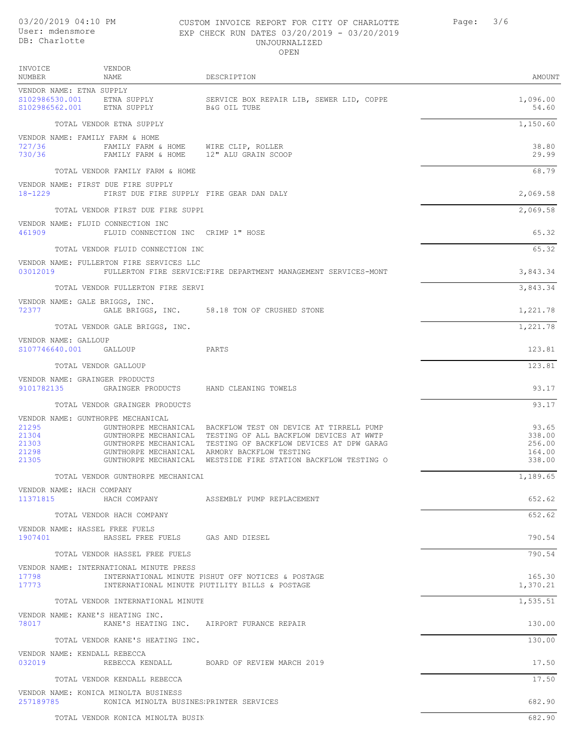03/20/2019 04:10 PM
User: mdensmore
DB: Charlotte

CUSTOM INVOICE REPORT FOR CITY OF CHARLOTTE
EXP CHECK RUN DATES 03/20/2019 - 03/20/2019
UNJOURNALIZED
OPEN

| INVOICE NUMBER | VENDOR NAME | DESCRIPTION | AMOUNT |
|---|---|---|---|
| VENDOR NAME: ETNA SUPPLY | | | |
| S102986530.001 | ETNA SUPPLY | SERVICE BOX REPAIR LIB, SEWER LID, COPPE | 1,096.00 |
| S102986562.001 | ETNA SUPPLY | B&G OIL TUBE | 54.60 |
| | TOTAL VENDOR ETNA SUPPLY | | 1,150.60 |
| VENDOR NAME: FAMILY FARM & HOME | | | |
| 727/36 | FAMILY FARM & HOME | WIRE CLIP, ROLLER | 38.80 |
| 730/36 | FAMILY FARM & HOME | 12" ALU GRAIN SCOOP | 29.99 |
| | TOTAL VENDOR FAMILY FARM & HOME | | 68.79 |
| VENDOR NAME: FIRST DUE FIRE SUPPLY | | | |
| 18-1229 | FIRST DUE FIRE SUPPLY | FIRE GEAR DAN DALY | 2,069.58 |
| | TOTAL VENDOR FIRST DUE FIRE SUPPI | | 2,069.58 |
| VENDOR NAME: FLUID CONNECTION INC | | | |
| 461909 | FLUID CONNECTION INC | CRIMP 1" HOSE | 65.32 |
| | TOTAL VENDOR FLUID CONNECTION INC | | 65.32 |
| VENDOR NAME: FULLERTON FIRE SERVICES LLC | | | |
| 03012019 | FULLERTON FIRE SERVICE: | FIRE DEPARTMENT MANAGEMENT SERVICES-MONT | 3,843.34 |
| | TOTAL VENDOR FULLERTON FIRE SERVI | | 3,843.34 |
| VENDOR NAME: GALE BRIGGS, INC. | | | |
| 72377 | GALE BRIGGS, INC. | 58.18 TON OF CRUSHED STONE | 1,221.78 |
| | TOTAL VENDOR GALE BRIGGS, INC. | | 1,221.78 |
| VENDOR NAME: GALLOUP | | | |
| S107746640.001 | GALLOUP | PARTS | 123.81 |
| | TOTAL VENDOR GALLOUP | | 123.81 |
| VENDOR NAME: GRAINGER PRODUCTS | | | |
| 9101782135 | GRAINGER PRODUCTS | HAND CLEANING TOWELS | 93.17 |
| | TOTAL VENDOR GRAINGER PRODUCTS | | 93.17 |
| VENDOR NAME: GUNTHORPE MECHANICAL | | | |
| 21295 | GUNTHORPE MECHANICAL | BACKFLOW TEST ON DEVICE AT TIRRELL PUMP | 93.65 |
| 21304 | GUNTHORPE MECHANICAL | TESTING OF ALL BACKFLOW DEVICES AT WWTP | 338.00 |
| 21303 | GUNTHORPE MECHANICAL | TESTING OF BACKFLOW DEVICES AT DPW GARAG | 256.00 |
| 21298 | GUNTHORPE MECHANICAL | ARMORY BACKFLOW TESTING | 164.00 |
| 21305 | GUNTHORPE MECHANICAL | WESTSIDE FIRE STATION BACKFLOW TESTING O | 338.00 |
| | TOTAL VENDOR GUNTHORPE MECHANICAL | | 1,189.65 |
| VENDOR NAME: HACH COMPANY | | | |
| 11371815 | HACH COMPANY | ASSEMBLY PUMP REPLACEMENT | 652.62 |
| | TOTAL VENDOR HACH COMPANY | | 652.62 |
| VENDOR NAME: HASSEL FREE FUELS | | | |
| 1907401 | HASSEL FREE FUELS | GAS AND DIESEL | 790.54 |
| | TOTAL VENDOR HASSEL FREE FUELS | | 790.54 |
| VENDOR NAME: INTERNATIONAL MINUTE PRESS | | | |
| 17798 | INTERNATIONAL MINUTE PI | SHUT OFF NOTICES & POSTAGE | 165.30 |
| 17773 | INTERNATIONAL MINUTE PI | UTILITY BILLS & POSTAGE | 1,370.21 |
| | TOTAL VENDOR INTERNATIONAL MINUTE | | 1,535.51 |
| VENDOR NAME: KANE'S HEATING INC. | | | |
| 78017 | KANE'S HEATING INC. | AIRPORT FURANCE REPAIR | 130.00 |
| | TOTAL VENDOR KANE'S HEATING INC. | | 130.00 |
| VENDOR NAME: KENDALL REBECCA | | | |
| 032019 | REBECCA KENDALL | BOARD OF REVIEW MARCH 2019 | 17.50 |
| | TOTAL VENDOR KENDALL REBECCA | | 17.50 |
| VENDOR NAME: KONICA MINOLTA BUSINESS | | | |
| 257189785 | KONICA MINOLTA BUSINES: | PRINTER SERVICES | 682.90 |
| | TOTAL VENDOR KONICA MINOLTA BUSIN | | 682.90 |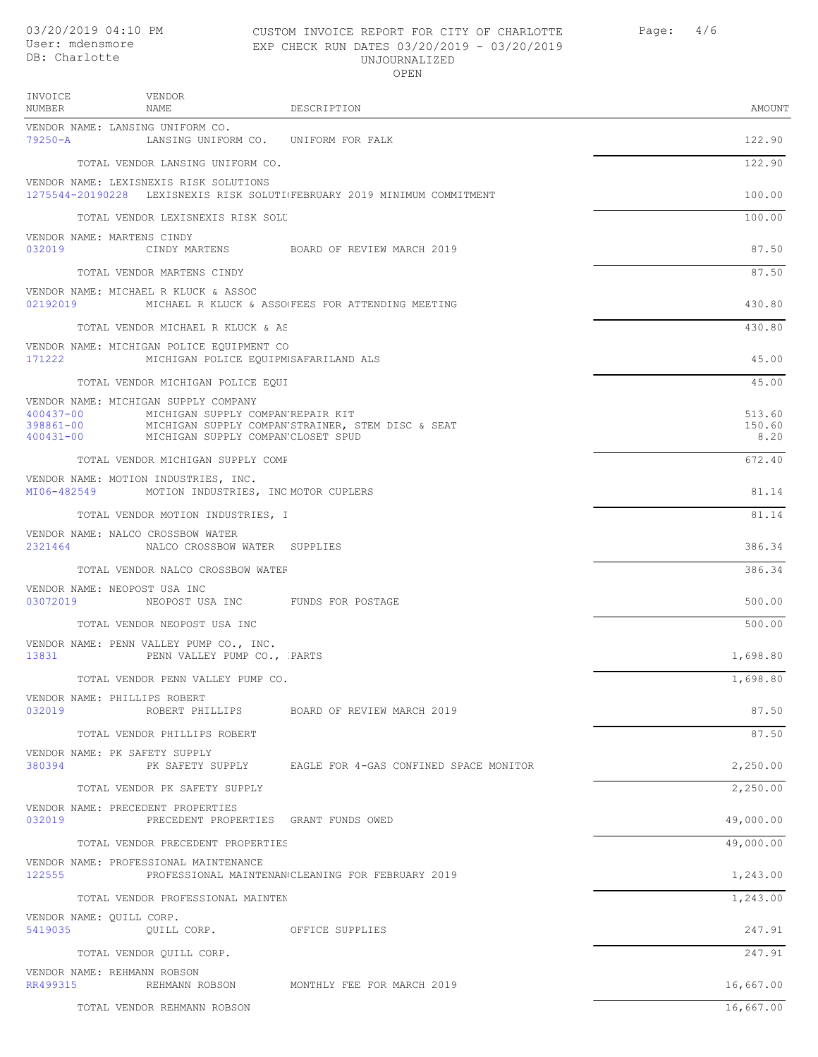CUSTOM INVOICE REPORT FOR CITY OF CHARLOTTE
EXP CHECK RUN DATES 03/20/2019 - 03/20/2019
UNJOURNALIZED
OPEN

03/20/2019 04:10 PM
User: mdensmore
DB: Charlotte

| INVOICE NUMBER | VENDOR NAME | DESCRIPTION | AMOUNT |
|---|---|---|---|
| VENDOR NAME: LANSING UNIFORM CO. | | | |
| 79250-A | LANSING UNIFORM CO. | UNIFORM FOR FALK | 122.90 |
| | TOTAL VENDOR LANSING UNIFORM CO. | | 122.90 |
| VENDOR NAME: LEXISNEXIS RISK SOLUTIONS | | | |
| 1275544-20190228 | LEXISNEXIS RISK SOLUTI | FEBRUARY 2019 MINIMUM COMMITMENT | 100.00 |
| | TOTAL VENDOR LEXISNEXIS RISK SOLU | | 100.00 |
| VENDOR NAME: MARTENS CINDY | | | |
| 032019 | CINDY MARTENS | BOARD OF REVIEW MARCH 2019 | 87.50 |
| | TOTAL VENDOR MARTENS CINDY | | 87.50 |
| VENDOR NAME: MICHAEL R KLUCK & ASSOC | | | |
| 02192019 | MICHAEL R KLUCK & ASSO | FEES FOR ATTENDING MEETING | 430.80 |
| | TOTAL VENDOR MICHAEL R KLUCK & AS | | 430.80 |
| VENDOR NAME: MICHIGAN POLICE EQUIPMENT CO | | | |
| 171222 | MICHIGAN POLICE EQUIPM | SAFARILAND ALS | 45.00 |
| | TOTAL VENDOR MICHIGAN POLICE EQUI | | 45.00 |
| VENDOR NAME: MICHIGAN SUPPLY COMPANY | | | |
| 400437-00 | MICHIGAN SUPPLY COMPAN | REPAIR KIT | 513.60 |
| 398861-00 | MICHIGAN SUPPLY COMPAN | STRAINER, STEM DISC & SEAT | 150.60 |
| 400431-00 | MICHIGAN SUPPLY COMPAN | CLOSET SPUD | 8.20 |
| | TOTAL VENDOR MICHIGAN SUPPLY COMP | | 672.40 |
| VENDOR NAME: MOTION INDUSTRIES, INC. | | | |
| MI06-482549 | MOTION INDUSTRIES, INC | MOTOR CUPLERS | 81.14 |
| | TOTAL VENDOR MOTION INDUSTRIES, I | | 81.14 |
| VENDOR NAME: NALCO CROSSBOW WATER | | | |
| 2321464 | NALCO CROSSBOW WATER | SUPPLIES | 386.34 |
| | TOTAL VENDOR NALCO CROSSBOW WATER | | 386.34 |
| VENDOR NAME: NEOPOST USA INC | | | |
| 03072019 | NEOPOST USA INC | FUNDS FOR POSTAGE | 500.00 |
| | TOTAL VENDOR NEOPOST USA INC | | 500.00 |
| VENDOR NAME: PENN VALLEY PUMP CO., INC. | | | |
| 13831 | PENN VALLEY PUMP CO., I | PARTS | 1,698.80 |
| | TOTAL VENDOR PENN VALLEY PUMP CO. | | 1,698.80 |
| VENDOR NAME: PHILLIPS ROBERT | | | |
| 032019 | ROBERT PHILLIPS | BOARD OF REVIEW MARCH 2019 | 87.50 |
| | TOTAL VENDOR PHILLIPS ROBERT | | 87.50 |
| VENDOR NAME: PK SAFETY SUPPLY | | | |
| 380394 | PK SAFETY SUPPLY | EAGLE FOR 4-GAS CONFINED SPACE MONITOR | 2,250.00 |
| | TOTAL VENDOR PK SAFETY SUPPLY | | 2,250.00 |
| VENDOR NAME: PRECEDENT PROPERTIES | | | |
| 032019 | PRECEDENT PROPERTIES | GRANT FUNDS OWED | 49,000.00 |
| | TOTAL VENDOR PRECEDENT PROPERTIES | | 49,000.00 |
| VENDOR NAME: PROFESSIONAL MAINTENANCE | | | |
| 122555 | PROFESSIONAL MAINTENAN | CLEANING FOR FEBRUARY 2019 | 1,243.00 |
| | TOTAL VENDOR PROFESSIONAL MAINTEN | | 1,243.00 |
| VENDOR NAME: QUILL CORP. | | | |
| 5419035 | QUILL CORP. | OFFICE SUPPLIES | 247.91 |
| | TOTAL VENDOR QUILL CORP. | | 247.91 |
| VENDOR NAME: REHMANN ROBSON | | | |
| RR499315 | REHMANN ROBSON | MONTHLY FEE FOR MARCH 2019 | 16,667.00 |
| | TOTAL VENDOR REHMANN ROBSON | | 16,667.00 |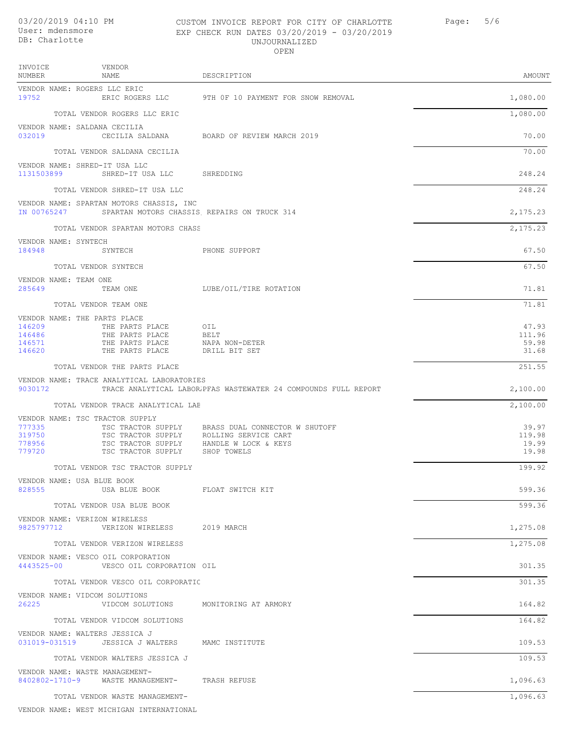03/20/2019 04:10 PM
User: mdensmore
DB: Charlotte

CUSTOM INVOICE REPORT FOR CITY OF CHARLOTTE
EXP CHECK RUN DATES 03/20/2019 - 03/20/2019
UNJOURNALIZED
OPEN

| INVOICE NUMBER | VENDOR NAME | DESCRIPTION | AMOUNT |
|---|---|---|---|
| VENDOR NAME: ROGERS LLC ERIC | | | |
| 19752 | ERIC ROGERS LLC | 9TH OF 10 PAYMENT FOR SNOW REMOVAL | 1,080.00 |
| | TOTAL VENDOR ROGERS LLC ERIC | | 1,080.00 |
| VENDOR NAME: SALDANA CECILIA | | | |
| 032019 | CECILIA SALDANA | BOARD OF REVIEW MARCH 2019 | 70.00 |
| | TOTAL VENDOR SALDANA CECILIA | | 70.00 |
| VENDOR NAME: SHRED-IT USA LLC | | | |
| 1131503899 | SHRED-IT USA LLC | SHREDDING | 248.24 |
| | TOTAL VENDOR SHRED-IT USA LLC | | 248.24 |
| VENDOR NAME: SPARTAN MOTORS CHASSIS, INC | | | |
| IN 00765247 | SPARTAN MOTORS CHASSIS | REPAIRS ON TRUCK 314 | 2,175.23 |
| | TOTAL VENDOR SPARTAN MOTORS CHASS | | 2,175.23 |
| VENDOR NAME: SYNTECH | | | |
| 184948 | SYNTECH | PHONE SUPPORT | 67.50 |
| | TOTAL VENDOR SYNTECH | | 67.50 |
| VENDOR NAME: TEAM ONE | | | |
| 285649 | TEAM ONE | LUBE/OIL/TIRE ROTATION | 71.81 |
| | TOTAL VENDOR TEAM ONE | | 71.81 |
| VENDOR NAME: THE PARTS PLACE | | | |
| 146209 | THE PARTS PLACE | OIL | 47.93 |
| 146486 | THE PARTS PLACE | BELT | 111.96 |
| 146571 | THE PARTS PLACE | NAPA NON-DETER | 59.98 |
| 146620 | THE PARTS PLACE | DRILL BIT SET | 31.68 |
| | TOTAL VENDOR THE PARTS PLACE | | 251.55 |
| VENDOR NAME: TRACE ANALYTICAL LABORATORIES | | | |
| 9030172 | TRACE ANALYTICAL LABOR | PFAS WASTEWATER 24 COMPOUNDS FULL REPORT | 2,100.00 |
| | TOTAL VENDOR TRACE ANALYTICAL LAB | | 2,100.00 |
| VENDOR NAME: TSC TRACTOR SUPPLY | | | |
| 777335 | TSC TRACTOR SUPPLY | BRASS DUAL CONNECTOR W SHUTOFF | 39.97 |
| 319750 | TSC TRACTOR SUPPLY | ROLLING SERVICE CART | 119.98 |
| 778956 | TSC TRACTOR SUPPLY | HANDLE W LOCK & KEYS | 19.99 |
| 779720 | TSC TRACTOR SUPPLY | SHOP TOWELS | 19.98 |
| | TOTAL VENDOR TSC TRACTOR SUPPLY | | 199.92 |
| VENDOR NAME: USA BLUE BOOK | | | |
| 828555 | USA BLUE BOOK | FLOAT SWITCH KIT | 599.36 |
| | TOTAL VENDOR USA BLUE BOOK | | 599.36 |
| VENDOR NAME: VERIZON WIRELESS | | | |
| 9825797712 | VERIZON WIRELESS | 2019 MARCH | 1,275.08 |
| | TOTAL VENDOR VERIZON WIRELESS | | 1,275.08 |
| VENDOR NAME: VESCO OIL CORPORATION | | | |
| 4443525-00 | VESCO OIL CORPORATION | OIL | 301.35 |
| | TOTAL VENDOR VESCO OIL CORPORATIC | | 301.35 |
| VENDOR NAME: VIDCOM SOLUTIONS | | | |
| 26225 | VIDCOM SOLUTIONS | MONITORING AT ARMORY | 164.82 |
| | TOTAL VENDOR VIDCOM SOLUTIONS | | 164.82 |
| VENDOR NAME: WALTERS JESSICA J | | | |
| 031019-031519 | JESSICA J WALTERS | MAMC INSTITUTE | 109.53 |
| | TOTAL VENDOR WALTERS JESSICA J | | 109.53 |
| VENDOR NAME: WASTE MANAGEMENT- | | | |
| 8402802-1710-9 | WASTE MANAGEMENT- | TRASH REFUSE | 1,096.63 |
| | TOTAL VENDOR WASTE MANAGEMENT- | | 1,096.63 |
| VENDOR NAME: WEST MICHIGAN INTERNATIONAL | | | |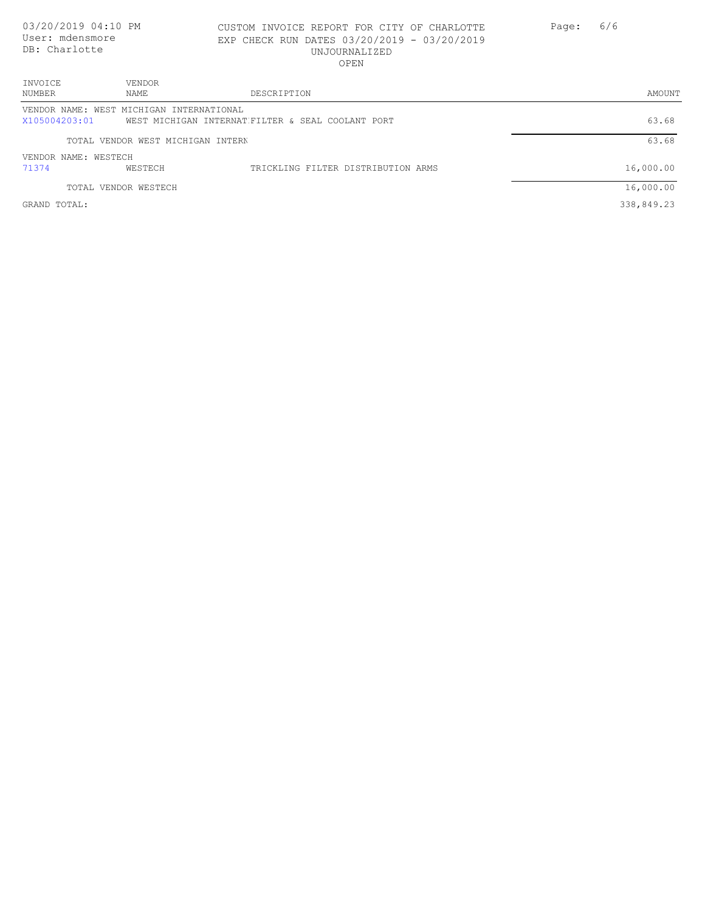| INVOICE NUMBER | VENDOR NAME | DESCRIPTION | AMOUNT |
|---|---|---|---|
| VENDOR NAME: WEST MICHIGAN INTERNATIONAL | | | |
| X105004203:01 | WEST MICHIGAN INTERNAT | FILTER & SEAL COOLANT PORT | 63.68 |
| | TOTAL VENDOR WEST MICHIGAN INTERN | | 63.68 |
| VENDOR NAME: WESTECH | | | |
| 71374 | WESTECH | TRICKLING FILTER DISTRIBUTION ARMS | 16,000.00 |
| | TOTAL VENDOR WESTECH | | 16,000.00 |
| GRAND TOTAL: | | | 338,849.23 |